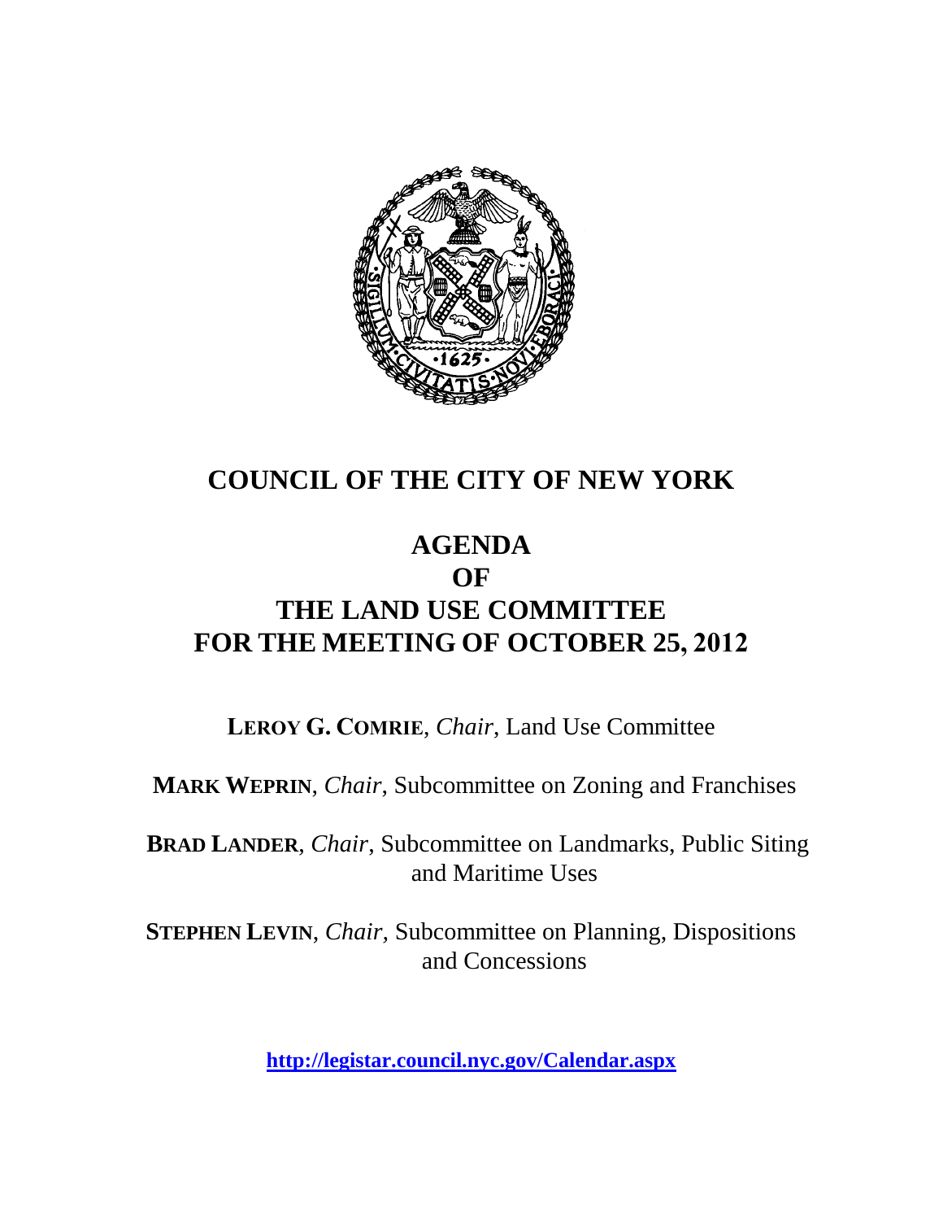# COUNCIL OF THE CITY OF NEW YORK

## AGENDA
## OF
## THE LAND USE COMMITTEE
## FOR THE MEETING OF OCTOBER 25, 2012

**LEROY G. COMRIE**, *Chair*, Land Use Committee

**MARK WEPRIN**, *Chair,* Subcommittee on Zoning and Franchises

**BRAD LANDER**, *Chair*, Subcommittee on Landmarks, Public Siting and Maritime Uses

**STEPHEN LEVIN**, *Chair,* Subcommittee on Planning, Dispositions and Concessions

**http://legistar.council.nyc.gov/Calendar.aspx**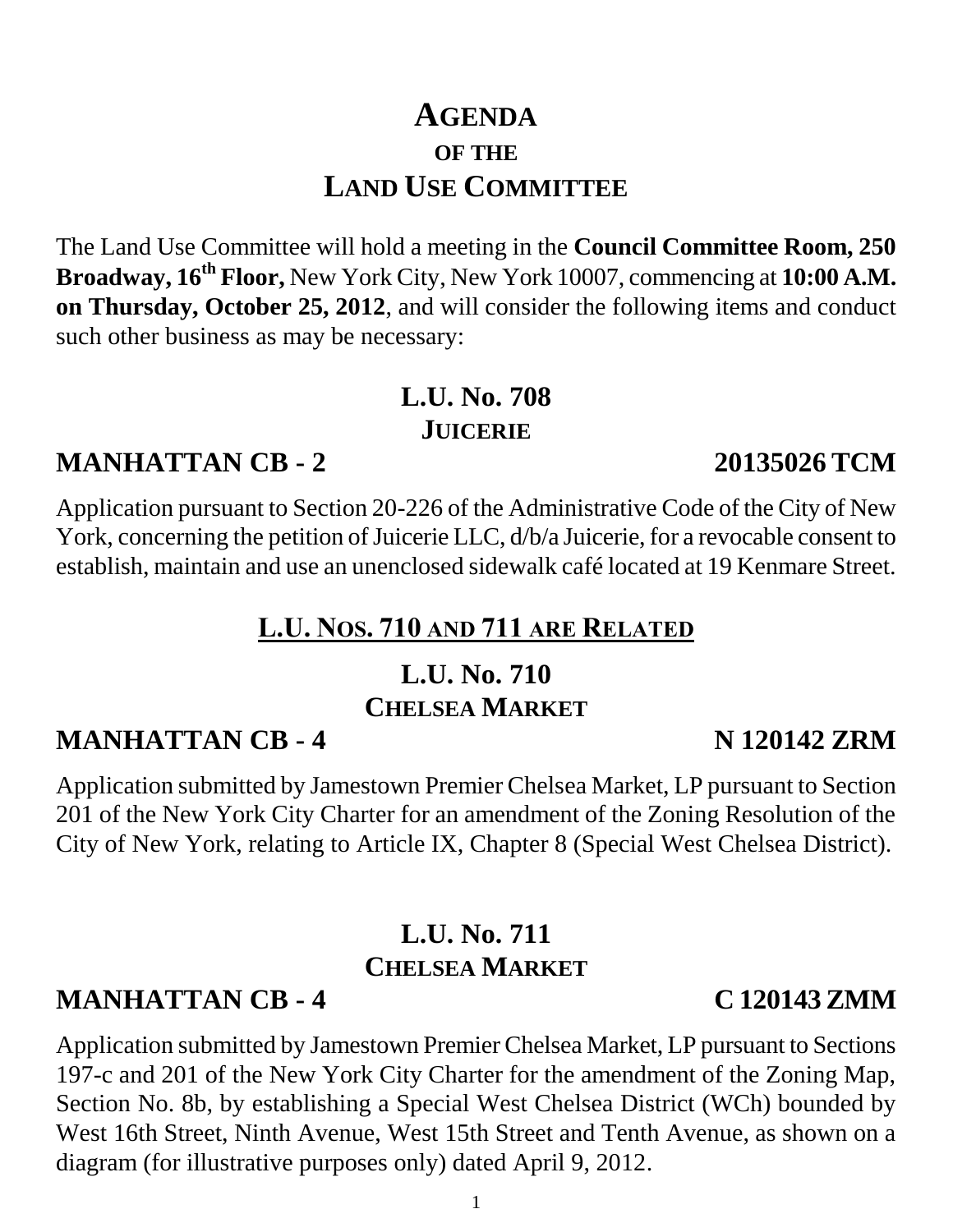# AGENDA

## OF THE

# LAND USE COMMITTEE

The Land Use Committee will hold a meeting in the **Council Committee Room, 250 Broadway, 16th Floor,** New York City, New York 10007, commencing at **10:00 A.M. on Thursday, October 25, 2012**, and will consider the following items and conduct such other business as may be necessary:

## L.U. No. 708
### JUICERIE

**MANHATTAN CB - 2 20135026 TCM**

Application pursuant to Section 20-226 of the Administrative Code of the City of New York, concerning the petition of Juicerie LLC, d/b/a Juicerie, for a revocable consent to establish, maintain and use an unenclosed sidewalk café located at 19 Kenmare Street.

## L.U. NOS. 710 AND 711 ARE RELATED

## L.U. No. 710
### CHELSEA MARKET

**MANHATTAN CB - 4 N 120142 ZRM**

Application submitted by Jamestown Premier Chelsea Market, LP pursuant to Section 201 of the New York City Charter for an amendment of the Zoning Resolution of the City of New York, relating to Article IX, Chapter 8 (Special West Chelsea District).

## L.U. No. 711
### CHELSEA MARKET

**MANHATTAN CB - 4 C 120143 ZMM**

Application submitted by Jamestown Premier Chelsea Market, LP pursuant to Sections 197-c and 201 of the New York City Charter for the amendment of the Zoning Map, Section No. 8b, by establishing a Special West Chelsea District (WCh) bounded by West 16th Street, Ninth Avenue, West 15th Street and Tenth Avenue, as shown on a diagram (for illustrative purposes only) dated April 9, 2012.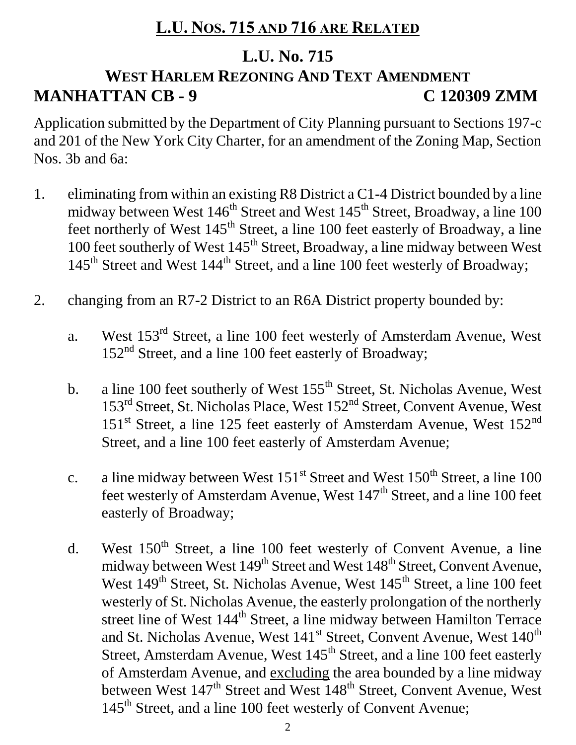## L.U. NOS. 715 AND 716 ARE RELATED

# L.U. No. 715

## WEST HARLEM REZONING AND TEXT AMENDMENT

**MANHATTAN CB - 9** **C 120309 ZMM**

Application submitted by the Department of City Planning pursuant to Sections 197-c and 201 of the New York City Charter, for an amendment of the Zoning Map, Section Nos. 3b and 6a:

1. eliminating from within an existing R8 District a C1-4 District bounded by a line midway between West 146th Street and West 145th Street, Broadway, a line 100 feet northerly of West 145th Street, a line 100 feet easterly of Broadway, a line 100 feet southerly of West 145th Street, Broadway, a line midway between West 145th Street and West 144th Street, and a line 100 feet westerly of Broadway;

2. changing from an R7-2 District to an R6A District property bounded by:

   a. West 153rd Street, a line 100 feet westerly of Amsterdam Avenue, West 152nd Street, and a line 100 feet easterly of Broadway;

   b. a line 100 feet southerly of West 155th Street, St. Nicholas Avenue, West 153rd Street, St. Nicholas Place, West 152nd Street, Convent Avenue, West 151st Street, a line 125 feet easterly of Amsterdam Avenue, West 152nd Street, and a line 100 feet easterly of Amsterdam Avenue;

   c. a line midway between West 151st Street and West 150th Street, a line 100 feet westerly of Amsterdam Avenue, West 147th Street, and a line 100 feet easterly of Broadway;

   d. West 150th Street, a line 100 feet westerly of Convent Avenue, a line midway between West 149th Street and West 148th Street, Convent Avenue, West 149th Street, St. Nicholas Avenue, West 145th Street, a line 100 feet westerly of St. Nicholas Avenue, the easterly prolongation of the northerly street line of West 144th Street, a line midway between Hamilton Terrace and St. Nicholas Avenue, West 141st Street, Convent Avenue, West 140th Street, Amsterdam Avenue, West 145th Street, and a line 100 feet easterly of Amsterdam Avenue, and excluding the area bounded by a line midway between West 147th Street and West 148th Street, Convent Avenue, West 145th Street, and a line 100 feet westerly of Convent Avenue;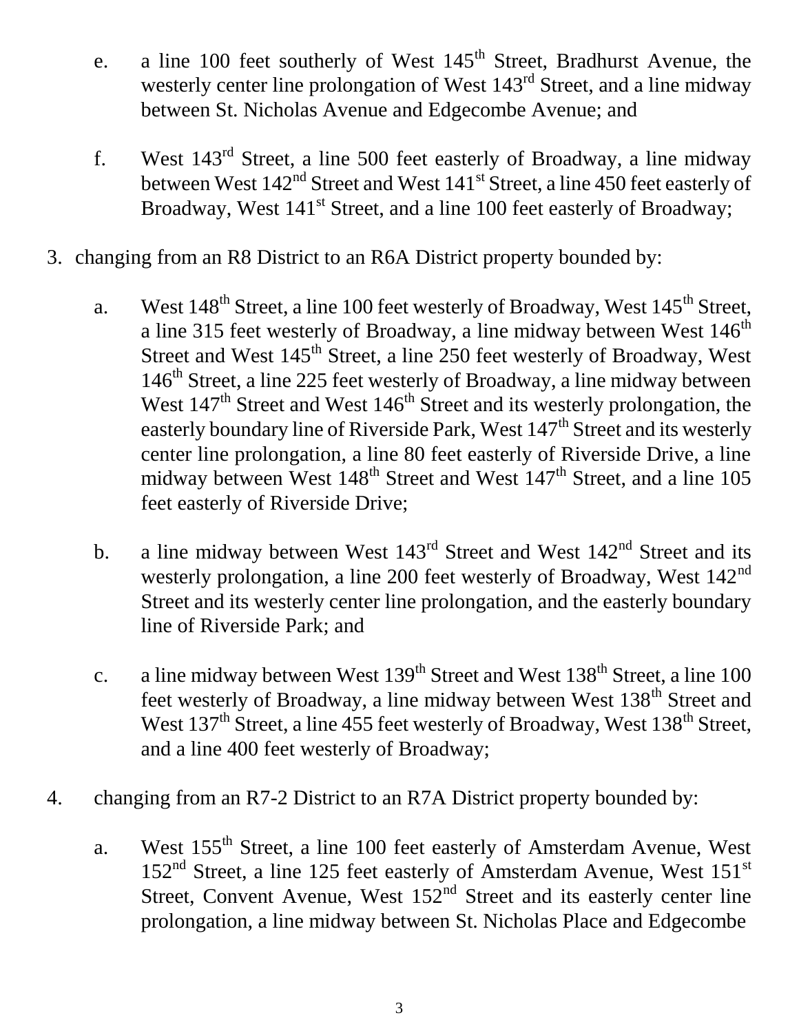e. a line 100 feet southerly of West 145th Street, Bradhurst Avenue, the westerly center line prolongation of West 143rd Street, and a line midway between St. Nicholas Avenue and Edgecombe Avenue; and

f. West 143rd Street, a line 500 feet easterly of Broadway, a line midway between West 142nd Street and West 141st Street, a line 450 feet easterly of Broadway, West 141st Street, and a line 100 feet easterly of Broadway;

3. changing from an R8 District to an R6A District property bounded by:

a. West 148th Street, a line 100 feet westerly of Broadway, West 145th Street, a line 315 feet westerly of Broadway, a line midway between West 146th Street and West 145th Street, a line 250 feet westerly of Broadway, West 146th Street, a line 225 feet westerly of Broadway, a line midway between West 147th Street and West 146th Street and its westerly prolongation, the easterly boundary line of Riverside Park, West 147th Street and its westerly center line prolongation, a line 80 feet easterly of Riverside Drive, a line midway between West 148th Street and West 147th Street, and a line 105 feet easterly of Riverside Drive;

b. a line midway between West 143rd Street and West 142nd Street and its westerly prolongation, a line 200 feet westerly of Broadway, West 142nd Street and its westerly center line prolongation, and the easterly boundary line of Riverside Park; and

c. a line midway between West 139th Street and West 138th Street, a line 100 feet westerly of Broadway, a line midway between West 138th Street and West 137th Street, a line 455 feet westerly of Broadway, West 138th Street, and a line 400 feet westerly of Broadway;

4. changing from an R7-2 District to an R7A District property bounded by:

a. West 155th Street, a line 100 feet easterly of Amsterdam Avenue, West 152nd Street, a line 125 feet easterly of Amsterdam Avenue, West 151st Street, Convent Avenue, West 152nd Street and its easterly center line prolongation, a line midway between St. Nicholas Place and Edgecombe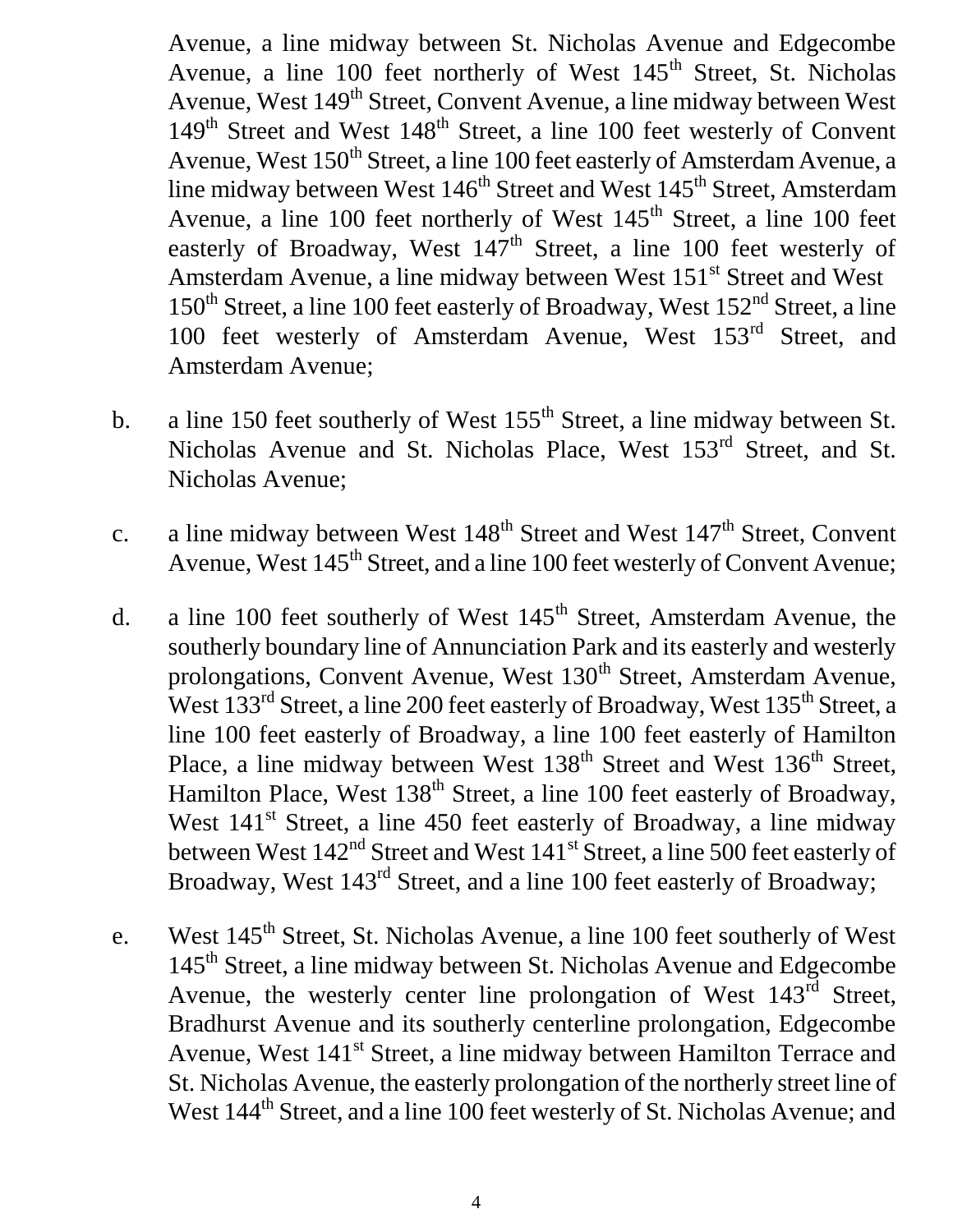Avenue, a line midway between St. Nicholas Avenue and Edgecombe Avenue, a line 100 feet northerly of West 145th Street, St. Nicholas Avenue, West 149th Street, Convent Avenue, a line midway between West 149th Street and West 148th Street, a line 100 feet westerly of Convent Avenue, West 150th Street, a line 100 feet easterly of Amsterdam Avenue, a line midway between West 146th Street and West 145th Street, Amsterdam Avenue, a line 100 feet northerly of West 145th Street, a line 100 feet easterly of Broadway, West 147th Street, a line 100 feet westerly of Amsterdam Avenue, a line midway between West 151st Street and West 150th Street, a line 100 feet easterly of Broadway, West 152nd Street, a line 100 feet westerly of Amsterdam Avenue, West 153rd Street, and Amsterdam Avenue;

b. a line 150 feet southerly of West 155th Street, a line midway between St. Nicholas Avenue and St. Nicholas Place, West 153rd Street, and St. Nicholas Avenue;

c. a line midway between West 148th Street and West 147th Street, Convent Avenue, West 145th Street, and a line 100 feet westerly of Convent Avenue;

d. a line 100 feet southerly of West 145th Street, Amsterdam Avenue, the southerly boundary line of Annunciation Park and its easterly and westerly prolongations, Convent Avenue, West 130th Street, Amsterdam Avenue, West 133rd Street, a line 200 feet easterly of Broadway, West 135th Street, a line 100 feet easterly of Broadway, a line 100 feet easterly of Hamilton Place, a line midway between West 138th Street and West 136th Street, Hamilton Place, West 138th Street, a line 100 feet easterly of Broadway, West 141st Street, a line 450 feet easterly of Broadway, a line midway between West 142nd Street and West 141st Street, a line 500 feet easterly of Broadway, West 143rd Street, and a line 100 feet easterly of Broadway;

e. West 145th Street, St. Nicholas Avenue, a line 100 feet southerly of West 145th Street, a line midway between St. Nicholas Avenue and Edgecombe Avenue, the westerly center line prolongation of West 143rd Street, Bradhurst Avenue and its southerly centerline prolongation, Edgecombe Avenue, West 141st Street, a line midway between Hamilton Terrace and St. Nicholas Avenue, the easterly prolongation of the northerly street line of West 144th Street, and a line 100 feet westerly of St. Nicholas Avenue; and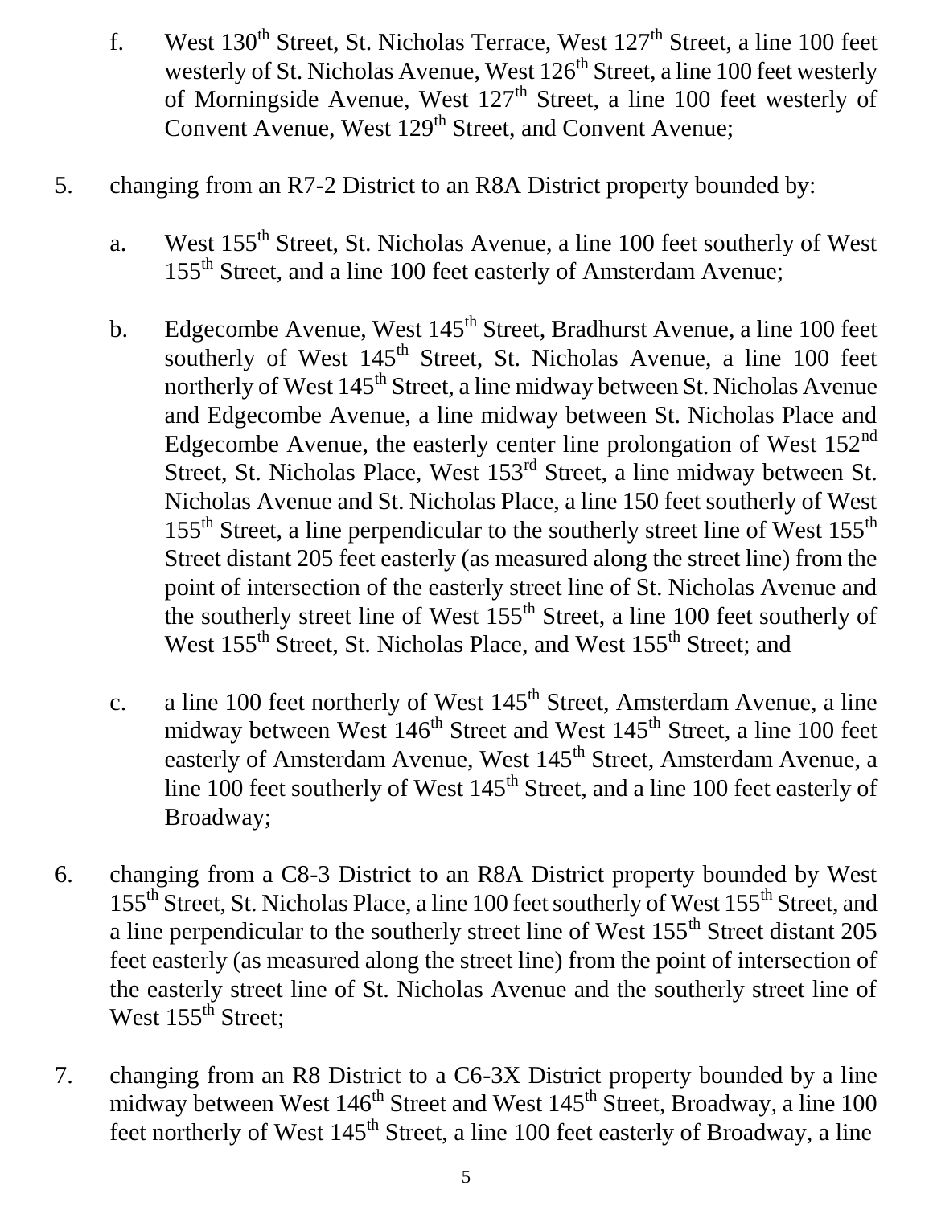f. West 130th Street, St. Nicholas Terrace, West 127th Street, a line 100 feet westerly of St. Nicholas Avenue, West 126th Street, a line 100 feet westerly of Morningside Avenue, West 127th Street, a line 100 feet westerly of Convent Avenue, West 129th Street, and Convent Avenue;

5. changing from an R7-2 District to an R8A District property bounded by:

   a. West 155th Street, St. Nicholas Avenue, a line 100 feet southerly of West 155th Street, and a line 100 feet easterly of Amsterdam Avenue;

   b. Edgecombe Avenue, West 145th Street, Bradhurst Avenue, a line 100 feet southerly of West 145th Street, St. Nicholas Avenue, a line 100 feet northerly of West 145th Street, a line midway between St. Nicholas Avenue and Edgecombe Avenue, a line midway between St. Nicholas Place and Edgecombe Avenue, the easterly center line prolongation of West 152nd Street, St. Nicholas Place, West 153rd Street, a line midway between St. Nicholas Avenue and St. Nicholas Place, a line 150 feet southerly of West 155th Street, a line perpendicular to the southerly street line of West 155th Street distant 205 feet easterly (as measured along the street line) from the point of intersection of the easterly street line of St. Nicholas Avenue and the southerly street line of West 155th Street, a line 100 feet southerly of West 155th Street, St. Nicholas Place, and West 155th Street; and

   c. a line 100 feet northerly of West 145th Street, Amsterdam Avenue, a line midway between West 146th Street and West 145th Street, a line 100 feet easterly of Amsterdam Avenue, West 145th Street, Amsterdam Avenue, a line 100 feet southerly of West 145th Street, and a line 100 feet easterly of Broadway;

6. changing from a C8-3 District to an R8A District property bounded by West 155th Street, St. Nicholas Place, a line 100 feet southerly of West 155th Street, and a line perpendicular to the southerly street line of West 155th Street distant 205 feet easterly (as measured along the street line) from the point of intersection of the easterly street line of St. Nicholas Avenue and the southerly street line of West 155th Street;

7. changing from an R8 District to a C6-3X District property bounded by a line midway between West 146th Street and West 145th Street, Broadway, a line 100 feet northerly of West 145th Street, a line 100 feet easterly of Broadway, a line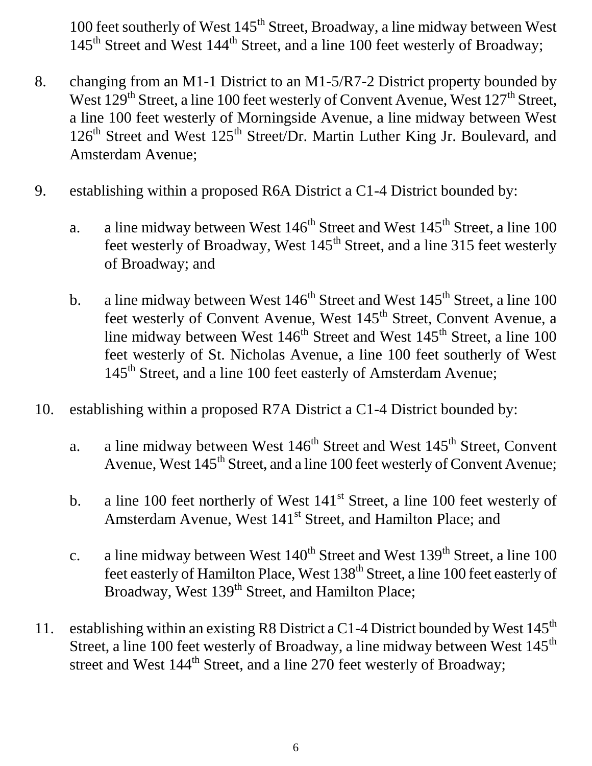100 feet southerly of West 145th Street, Broadway, a line midway between West 145th Street and West 144th Street, and a line 100 feet westerly of Broadway;

8. changing from an M1-1 District to an M1-5/R7-2 District property bounded by West 129th Street, a line 100 feet westerly of Convent Avenue, West 127th Street, a line 100 feet westerly of Morningside Avenue, a line midway between West 126th Street and West 125th Street/Dr. Martin Luther King Jr. Boulevard, and Amsterdam Avenue;

9. establishing within a proposed R6A District a C1-4 District bounded by:

   a. a line midway between West 146th Street and West 145th Street, a line 100 feet westerly of Broadway, West 145th Street, and a line 315 feet westerly of Broadway; and

   b. a line midway between West 146th Street and West 145th Street, a line 100 feet westerly of Convent Avenue, West 145th Street, Convent Avenue, a line midway between West 146th Street and West 145th Street, a line 100 feet westerly of St. Nicholas Avenue, a line 100 feet southerly of West 145th Street, and a line 100 feet easterly of Amsterdam Avenue;

10. establishing within a proposed R7A District a C1-4 District bounded by:

    a. a line midway between West 146th Street and West 145th Street, Convent Avenue, West 145th Street, and a line 100 feet westerly of Convent Avenue;

    b. a line 100 feet northerly of West 141st Street, a line 100 feet westerly of Amsterdam Avenue, West 141st Street, and Hamilton Place; and

    c. a line midway between West 140th Street and West 139th Street, a line 100 feet easterly of Hamilton Place, West 138th Street, a line 100 feet easterly of Broadway, West 139th Street, and Hamilton Place;

11. establishing within an existing R8 District a C1-4 District bounded by West 145th Street, a line 100 feet westerly of Broadway, a line midway between West 145th street and West 144th Street, and a line 270 feet westerly of Broadway;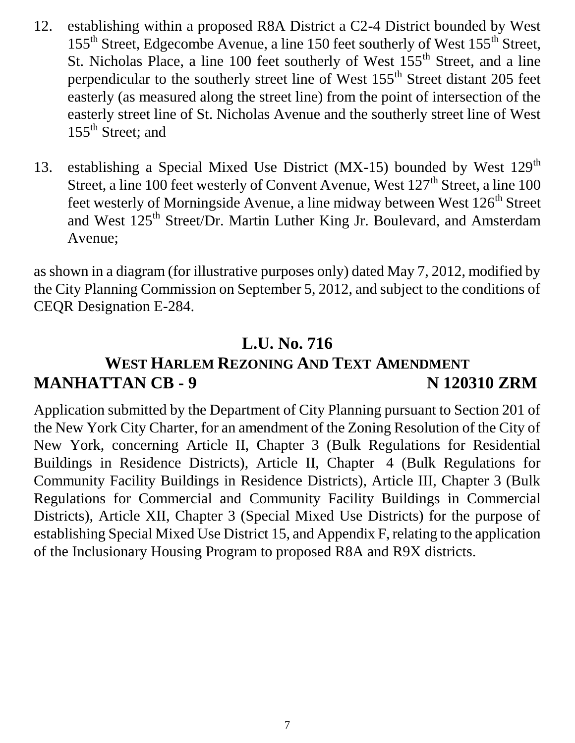12. establishing within a proposed R8A District a C2-4 District bounded by West 155th Street, Edgecombe Avenue, a line 150 feet southerly of West 155th Street, St. Nicholas Place, a line 100 feet southerly of West 155th Street, and a line perpendicular to the southerly street line of West 155th Street distant 205 feet easterly (as measured along the street line) from the point of intersection of the easterly street line of St. Nicholas Avenue and the southerly street line of West 155th Street; and

13. establishing a Special Mixed Use District (MX-15) bounded by West 129th Street, a line 100 feet westerly of Convent Avenue, West 127th Street, a line 100 feet westerly of Morningside Avenue, a line midway between West 126th Street and West 125th Street/Dr. Martin Luther King Jr. Boulevard, and Amsterdam Avenue;

as shown in a diagram (for illustrative purposes only) dated May 7, 2012, modified by the City Planning Commission on September 5, 2012, and subject to the conditions of CEQR Designation E-284.

## L.U. No. 716

## WEST HARLEM REZONING AND TEXT AMENDMENT

**MANHATTAN CB - 9 N 120310 ZRM**

Application submitted by the Department of City Planning pursuant to Section 201 of the New York City Charter, for an amendment of the Zoning Resolution of the City of New York, concerning Article II, Chapter 3 (Bulk Regulations for Residential Buildings in Residence Districts), Article II, Chapter 4 (Bulk Regulations for Community Facility Buildings in Residence Districts), Article III, Chapter 3 (Bulk Regulations for Commercial and Community Facility Buildings in Commercial Districts), Article XII, Chapter 3 (Special Mixed Use Districts) for the purpose of establishing Special Mixed Use District 15, and Appendix F, relating to the application of the Inclusionary Housing Program to proposed R8A and R9X districts.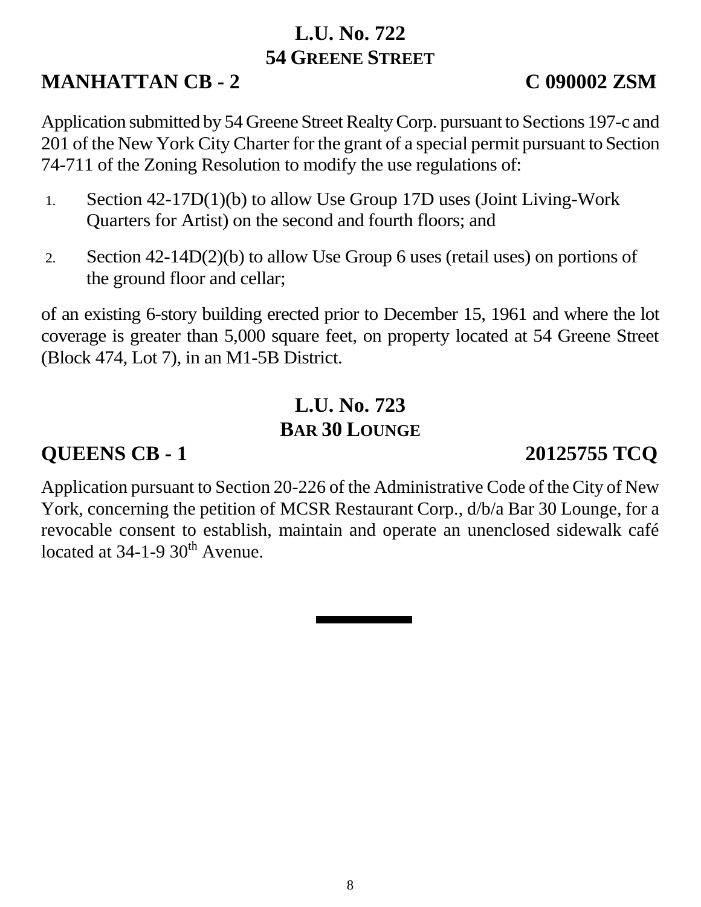## L.U. No. 722
## 54 GREENE STREET

**MANHATTAN CB - 2** **C 090002 ZSM**

Application submitted by 54 Greene Street Realty Corp. pursuant to Sections 197-c and 201 of the New York City Charter for the grant of a special permit pursuant to Section 74-711 of the Zoning Resolution to modify the use regulations of:

1. Section 42-17D(1)(b) to allow Use Group 17D uses (Joint Living-Work Quarters for Artist) on the second and fourth floors; and
2. Section 42-14D(2)(b) to allow Use Group 6 uses (retail uses) on portions of the ground floor and cellar;

of an existing 6-story building erected prior to December 15, 1961 and where the lot coverage is greater than 5,000 square feet, on property located at 54 Greene Street (Block 474, Lot 7), in an M1-5B District.

## L.U. No. 723
## BAR 30 LOUNGE

**QUEENS CB - 1** **20125755 TCQ**

Application pursuant to Section 20-226 of the Administrative Code of the City of New York, concerning the petition of MCSR Restaurant Corp., d/b/a Bar 30 Lounge, for a revocable consent to establish, maintain and operate an unenclosed sidewalk café located at 34-1-9 30th Avenue.